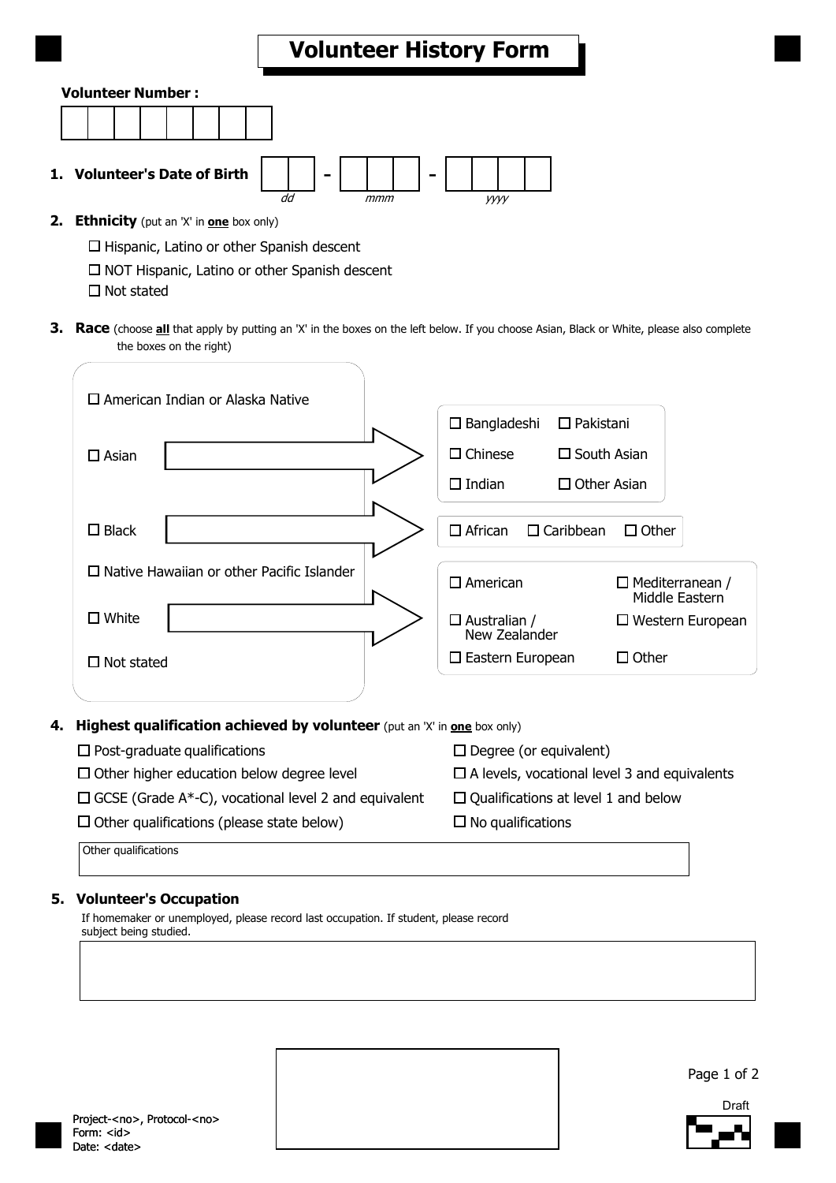# Volunteer History Form

**Volunteer Number :**

| | | | | | | | |
|---|---|---|---|---|---|---|---|
| | | | | | | | |

1. **Volunteer's Date of Birth** ☐☐ - ☐☐☐ - ☐☐☐☐
   *dd* *mmm* *yyyy*

2. **Ethnicity** (put an 'X' in **one** box only)

   ☐ Hispanic, Latino or other Spanish descent
   
   ☐ NOT Hispanic, Latino or other Spanish descent
   
   ☐ Not stated

3. **Race** (choose **all** that apply by putting an 'X' in the boxes on the left below. If you choose Asian, Black or White, please also complete the boxes on the right)

   ☐ American Indian or Alaska Native
   
   ☐ Asian → ☐ Bangladeshi ☐ Pakistani ☐ Chinese ☐ South Asian ☐ Indian ☐ Other Asian
   
   ☐ Black → ☐ African ☐ Caribbean ☐ Other
   
   ☐ Native Hawaiian or other Pacific Islander
   
   ☐ White → ☐ American ☐ Mediterranean / Middle Eastern ☐ Australian / New Zealander ☐ Western European ☐ Eastern European ☐ Other
   
   ☐ Not stated

4. **Highest qualification achieved by volunteer** (put an 'X' in **one** box only)

   ☐ Post-graduate qualifications
   
   ☐ Degree (or equivalent)
   
   ☐ Other higher education below degree level
   
   ☐ A levels, vocational level 3 and equivalents
   
   ☐ GCSE (Grade A*-C), vocational level 2 and equivalent
   
   ☐ Qualifications at level 1 and below
   
   ☐ Other qualifications (please state below)
   
   ☐ No qualifications

   Other qualifications: ____________________

5. **Volunteer's Occupation**

   If homemaker or unemployed, please record last occupation. If student, please record subject being studied.

   ____________________

Project-<no>, Protocol-<no>
Form: <id>
Date: <date>

Draft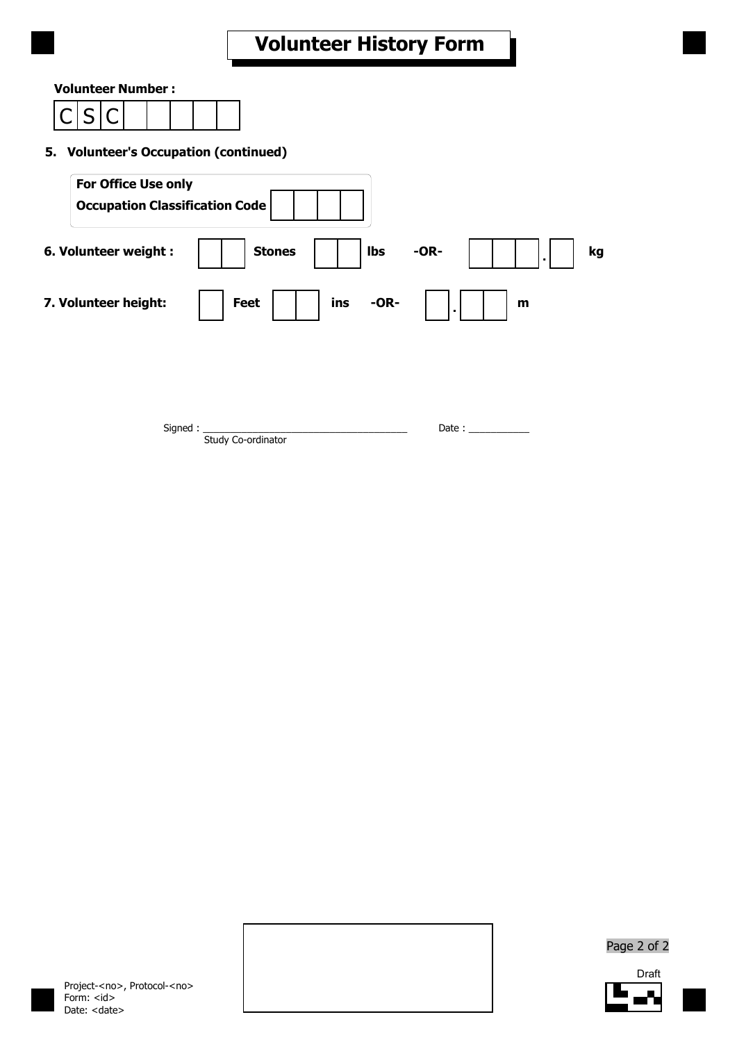# Volunteer History Form

**Volunteer Number :**

| C | S | C | | | | | |
|---|---|---|---|---|---|---|---|

**5. Volunteer's Occupation (continued)**

**For Office Use only**

**Occupation Classification Code** [ ][ ][ ][ ]

**6. Volunteer weight :** [ ][ ] **Stones** [ ][ ] **lbs** **-OR-** [ ][ ][ ] . [ ] **kg**

**7. Volunteer height:** [ ] **Feet** [ ][ ] **ins** **-OR-** [ ] . [ ][ ] **m**

Signed : ______________________________________ Date : ___________

Study Co-ordinator

Draft

Project-<no>, Protocol-<no>
Form: <id>
Date: <date>